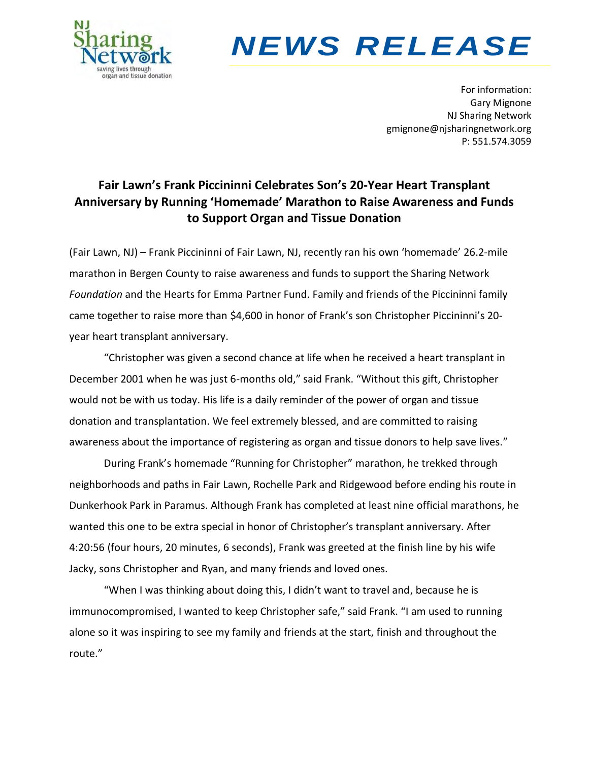NJ Sharing Network
saving lives through organ and tissue donation

# NEWS RELEASE

For information:
Gary Mignone
NJ Sharing Network
gmignone@njsharingnetwork.org
P: 551.574.3059

## Fair Lawn's Frank Piccininni Celebrates Son's 20-Year Heart Transplant Anniversary by Running 'Homemade' Marathon to Raise Awareness and Funds to Support Organ and Tissue Donation

(Fair Lawn, NJ) – Frank Piccininni of Fair Lawn, NJ, recently ran his own 'homemade' 26.2-mile marathon in Bergen County to raise awareness and funds to support the Sharing Network *Foundation* and the Hearts for Emma Partner Fund. Family and friends of the Piccininni family came together to raise more than $4,600 in honor of Frank's son Christopher Piccininni's 20-year heart transplant anniversary.

"Christopher was given a second chance at life when he received a heart transplant in December 2001 when he was just 6-months old," said Frank. "Without this gift, Christopher would not be with us today. His life is a daily reminder of the power of organ and tissue donation and transplantation. We feel extremely blessed, and are committed to raising awareness about the importance of registering as organ and tissue donors to help save lives."

During Frank's homemade "Running for Christopher" marathon, he trekked through neighborhoods and paths in Fair Lawn, Rochelle Park and Ridgewood before ending his route in Dunkerhook Park in Paramus. Although Frank has completed at least nine official marathons, he wanted this one to be extra special in honor of Christopher's transplant anniversary. After 4:20:56 (four hours, 20 minutes, 6 seconds), Frank was greeted at the finish line by his wife Jacky, sons Christopher and Ryan, and many friends and loved ones.

"When I was thinking about doing this, I didn't want to travel and, because he is immunocompromised, I wanted to keep Christopher safe," said Frank. "I am used to running alone so it was inspiring to see my family and friends at the start, finish and throughout the route."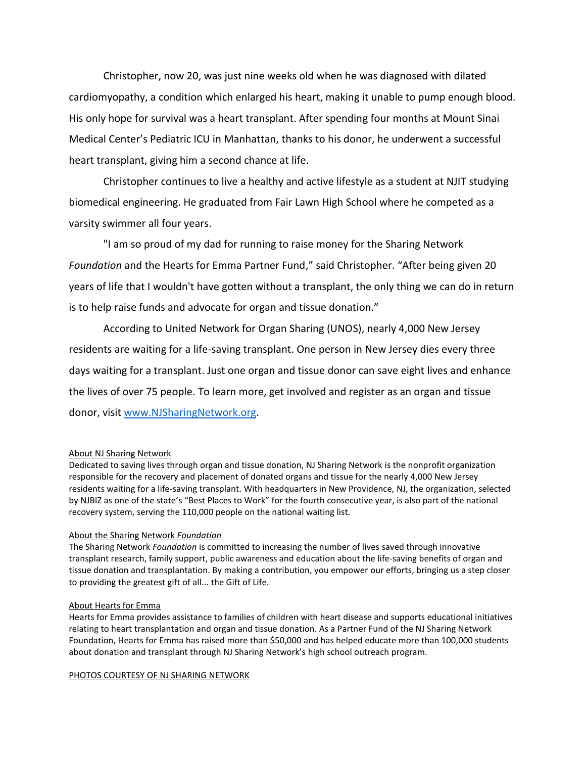Christopher, now 20, was just nine weeks old when he was diagnosed with dilated cardiomyopathy, a condition which enlarged his heart, making it unable to pump enough blood. His only hope for survival was a heart transplant. After spending four months at Mount Sinai Medical Center's Pediatric ICU in Manhattan, thanks to his donor, he underwent a successful heart transplant, giving him a second chance at life.

Christopher continues to live a healthy and active lifestyle as a student at NJIT studying biomedical engineering. He graduated from Fair Lawn High School where he competed as a varsity swimmer all four years.

"I am so proud of my dad for running to raise money for the Sharing Network *Foundation* and the Hearts for Emma Partner Fund," said Christopher. "After being given 20 years of life that I wouldn't have gotten without a transplant, the only thing we can do in return is to help raise funds and advocate for organ and tissue donation."

According to United Network for Organ Sharing (UNOS), nearly 4,000 New Jersey residents are waiting for a life-saving transplant. One person in New Jersey dies every three days waiting for a transplant. Just one organ and tissue donor can save eight lives and enhance the lives of over 75 people. To learn more, get involved and register as an organ and tissue donor, visit [www.NJSharingNetwork.org](http://www.NJSharingNetwork.org).

<u>About NJ Sharing Network</u>

Dedicated to saving lives through organ and tissue donation, NJ Sharing Network is the nonprofit organization responsible for the recovery and placement of donated organs and tissue for the nearly 4,000 New Jersey residents waiting for a life-saving transplant. With headquarters in New Providence, NJ, the organization, selected by NJBIZ as one of the state's "Best Places to Work" for the fourth consecutive year, is also part of the national recovery system, serving the 110,000 people on the national waiting list.

<u>About the Sharing Network *Foundation*</u>

The Sharing Network *Foundation* is committed to increasing the number of lives saved through innovative transplant research, family support, public awareness and education about the life-saving benefits of organ and tissue donation and transplantation. By making a contribution, you empower our efforts, bringing us a step closer to providing the greatest gift of all... the Gift of Life.

<u>About Hearts for Emma</u>

Hearts for Emma provides assistance to families of children with heart disease and supports educational initiatives relating to heart transplantation and organ and tissue donation. As a Partner Fund of the NJ Sharing Network Foundation, Hearts for Emma has raised more than $50,000 and has helped educate more than 100,000 students about donation and transplant through NJ Sharing Network's high school outreach program.

<u>PHOTOS COURTESY OF NJ SHARING NETWORK</u>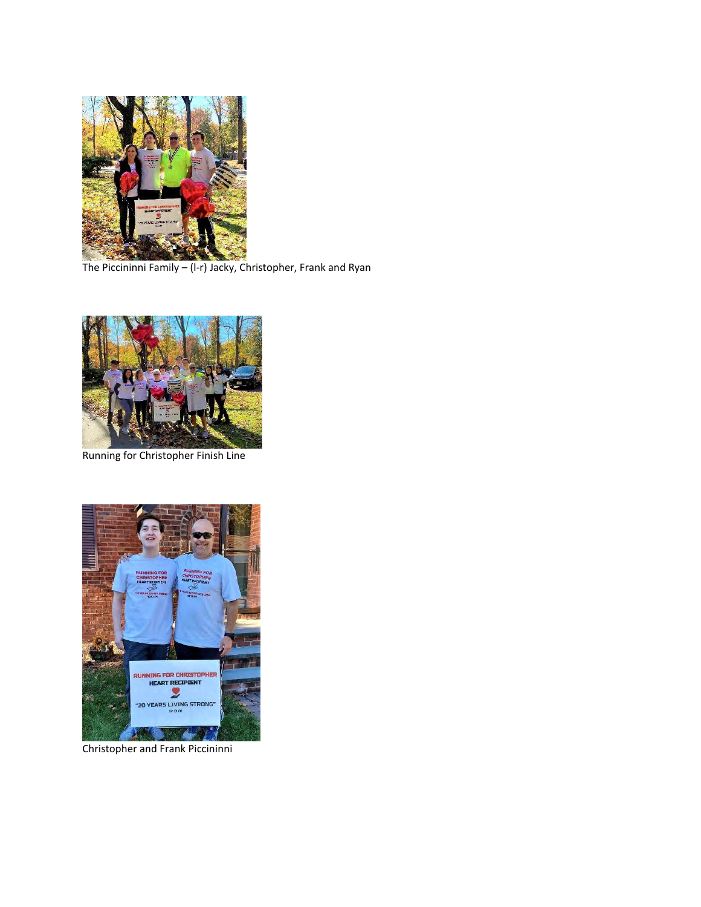The Piccininni Family – (l-r) Jacky, Christopher, Frank and Ryan

Running for Christopher Finish Line

Christopher and Frank Piccininni